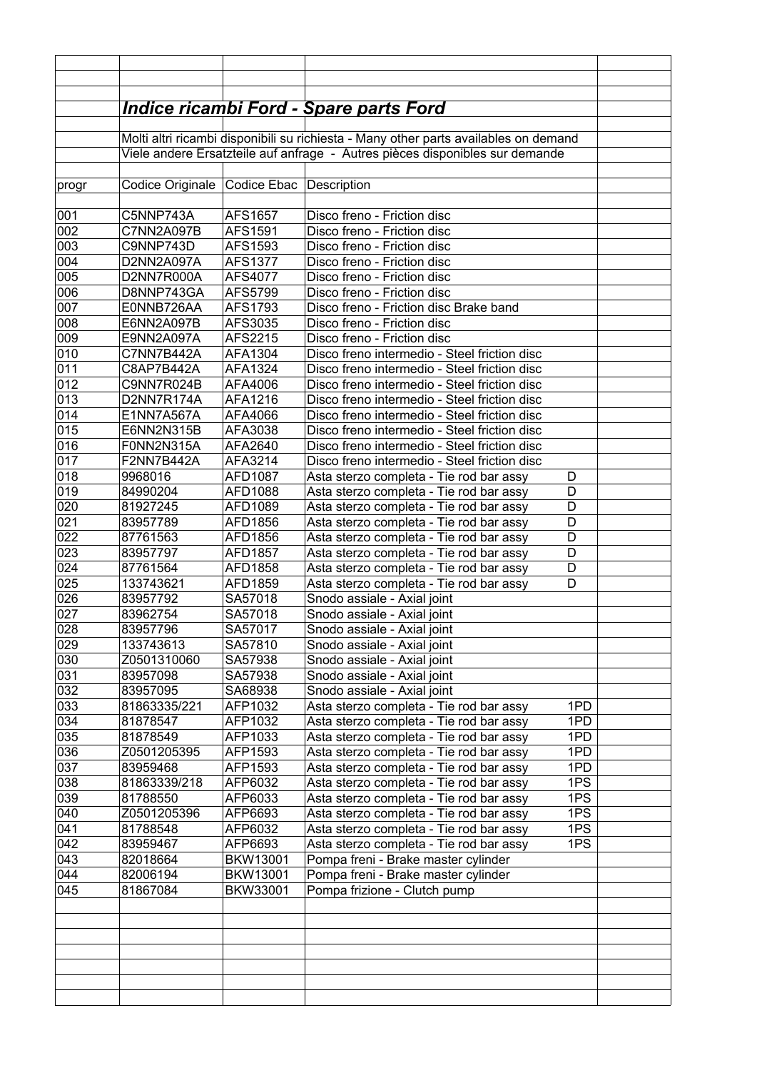## *Indice ricambi Ford - Spare parts Ford*

Molti altri ricambi disponibili su richiesta - Many other parts availables on demand

Viele andere Ersatzteile auf anfrage - Autres pièces disponibles sur demande

| progr | Codice Originale | Codice Ebac | Description | |
|---|---|---|---|---|
| 001 | C5NNP743A | AFS1657 | Disco freno - Friction disc | |
| 002 | C7NN2A097B | AFS1591 | Disco freno - Friction disc | |
| 003 | C9NNP743D | AFS1593 | Disco freno - Friction disc | |
| 004 | D2NN2A097A | AFS1377 | Disco freno - Friction disc | |
| 005 | D2NN7R000A | AFS4077 | Disco freno - Friction disc | |
| 006 | D8NNP743GA | AFS5799 | Disco freno - Friction disc | |
| 007 | E0NNB726AA | AFS1793 | Disco freno - Friction disc Brake band | |
| 008 | E6NN2A097B | AFS3035 | Disco freno - Friction disc | |
| 009 | E9NN2A097A | AFS2215 | Disco freno - Friction disc | |
| 010 | C7NN7B442A | AFA1304 | Disco freno intermedio - Steel friction disc | |
| 011 | C8AP7B442A | AFA1324 | Disco freno intermedio - Steel friction disc | |
| 012 | C9NN7R024B | AFA4006 | Disco freno intermedio - Steel friction disc | |
| 013 | D2NN7R174A | AFA1216 | Disco freno intermedio - Steel friction disc | |
| 014 | E1NN7A567A | AFA4066 | Disco freno intermedio - Steel friction disc | |
| 015 | E6NN2N315B | AFA3038 | Disco freno intermedio - Steel friction disc | |
| 016 | F0NN2N315A | AFA2640 | Disco freno intermedio - Steel friction disc | |
| 017 | F2NN7B442A | AFA3214 | Disco freno intermedio - Steel friction disc | |
| 018 | 9968016 | AFD1087 | Asta sterzo completa - Tie rod bar assy D | |
| 019 | 84990204 | AFD1088 | Asta sterzo completa - Tie rod bar assy D | |
| 020 | 81927245 | AFD1089 | Asta sterzo completa - Tie rod bar assy D | |
| 021 | 83957789 | AFD1856 | Asta sterzo completa - Tie rod bar assy D | |
| 022 | 87761563 | AFD1856 | Asta sterzo completa - Tie rod bar assy D | |
| 023 | 83957797 | AFD1857 | Asta sterzo completa - Tie rod bar assy D | |
| 024 | 87761564 | AFD1858 | Asta sterzo completa - Tie rod bar assy D | |
| 025 | 133743621 | AFD1859 | Asta sterzo completa - Tie rod bar assy D | |
| 026 | 83957792 | SA57018 | Snodo assiale - Axial joint | |
| 027 | 83962754 | SA57018 | Snodo assiale - Axial joint | |
| 028 | 83957796 | SA57017 | Snodo assiale - Axial joint | |
| 029 | 133743613 | SA57810 | Snodo assiale - Axial joint | |
| 030 | Z0501310060 | SA57938 | Snodo assiale - Axial joint | |
| 031 | 83957098 | SA57938 | Snodo assiale - Axial joint | |
| 032 | 83957095 | SA68938 | Snodo assiale - Axial joint | |
| 033 | 81863335/221 | AFP1032 | Asta sterzo completa - Tie rod bar assy 1PD | |
| 034 | 81878547 | AFP1032 | Asta sterzo completa - Tie rod bar assy 1PD | |
| 035 | 81878549 | AFP1033 | Asta sterzo completa - Tie rod bar assy 1PD | |
| 036 | Z0501205395 | AFP1593 | Asta sterzo completa - Tie rod bar assy 1PD | |
| 037 | 83959468 | AFP1593 | Asta sterzo completa - Tie rod bar assy 1PD | |
| 038 | 81863339/218 | AFP6032 | Asta sterzo completa - Tie rod bar assy 1PS | |
| 039 | 81788550 | AFP6033 | Asta sterzo completa - Tie rod bar assy 1PS | |
| 040 | Z0501205396 | AFP6693 | Asta sterzo completa - Tie rod bar assy 1PS | |
| 041 | 81788548 | AFP6032 | Asta sterzo completa - Tie rod bar assy 1PS | |
| 042 | 83959467 | AFP6693 | Asta sterzo completa - Tie rod bar assy 1PS | |
| 043 | 82018664 | BKW13001 | Pompa freni - Brake master cylinder | |
| 044 | 82006194 | BKW13001 | Pompa freni - Brake master cylinder | |
| 045 | 81867084 | BKW33001 | Pompa frizione - Clutch pump | |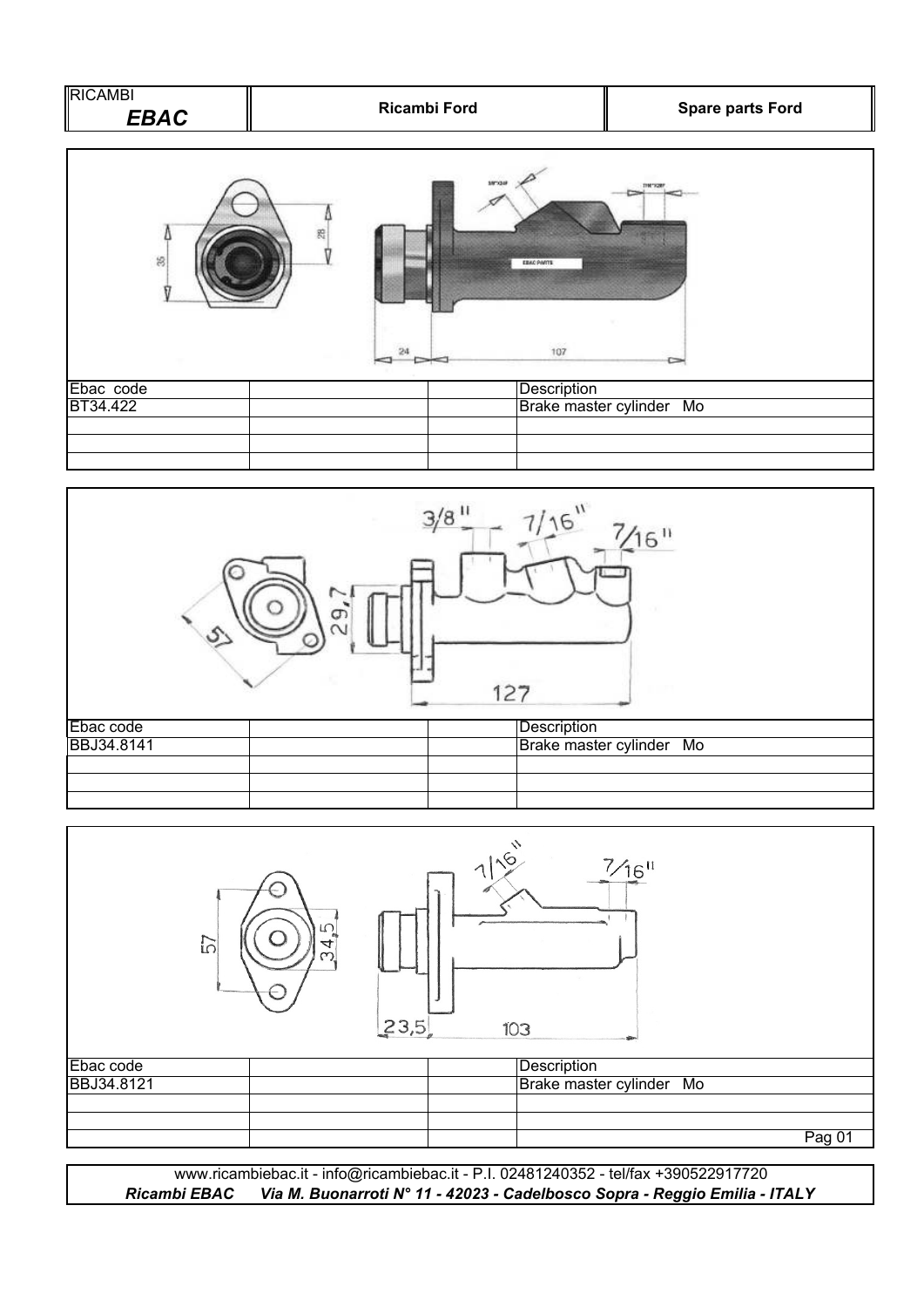| RICAMBI *EBAC* | **Ricambi Ford** | **Spare parts Ford** |
|---|---|---|

35 28 3/8"X24F 7/16"X20F EBAC PARTS 24 107

| Ebac code | | | Description |
|---|---|---|---|
| BT34.422 | | | Brake master cylinder Mo |
| | | | |
| | | | |
| | | | |

3/8" 7/16" 7/16" 57 29,7 127

| Ebac code | | | Description |
|---|---|---|---|
| BBJ34.8141 | | | Brake master cylinder Mo |
| | | | |
| | | | |
| | | | |

7/16" 7/16" 57 34,5 23,5 103

| Ebac code | | | Description |
|---|---|---|---|
| BBJ34.8121 | | | Brake master cylinder Mo |
| | | | |
| | | | |
| | | | Pag 01 |

www.ricambiebac.it - info@ricambiebac.it - P.I. 02481240352 - tel/fax +390522917720
***Ricambi EBAC Via M. Buonarroti N° 11 - 42023 - Cadelbosco Sopra - Reggio Emilia - ITALY***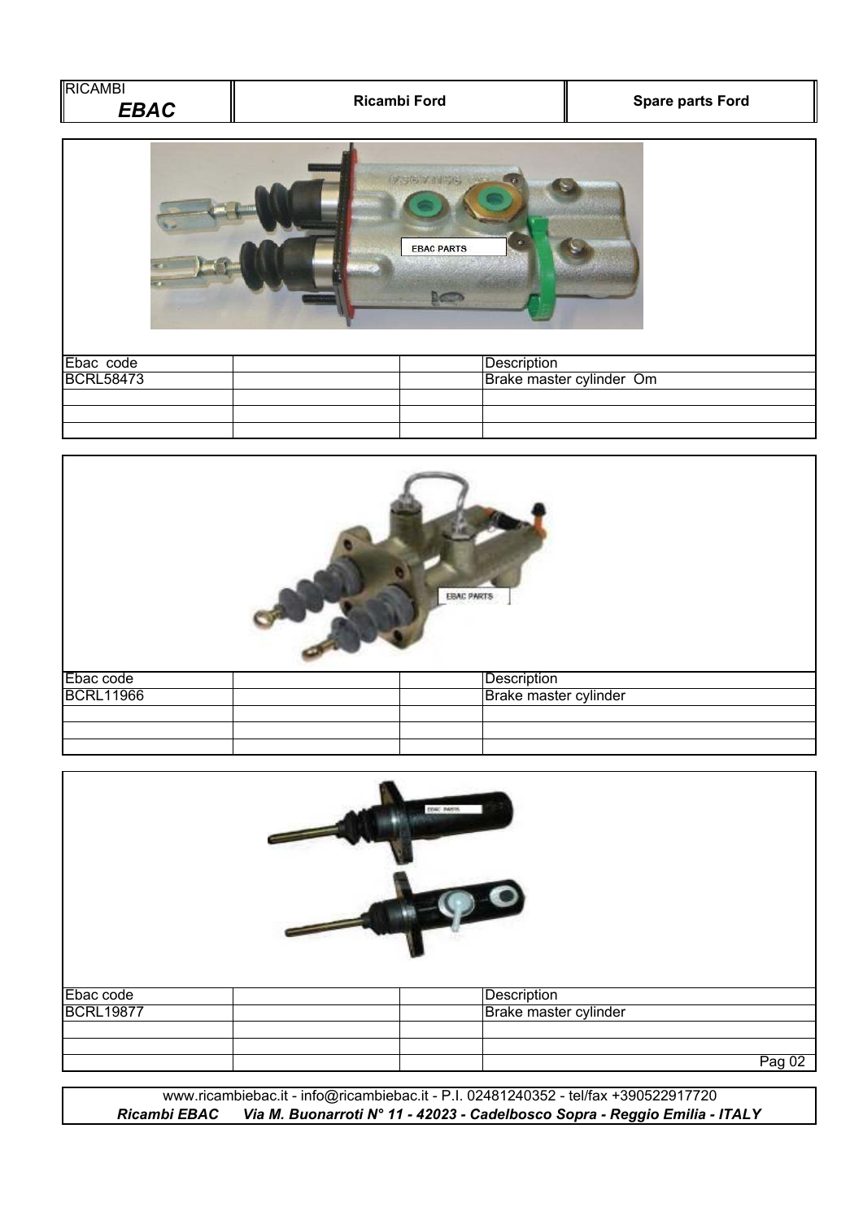| Ebac code | | | Description |
|---|---|---|---|
| BCRL58473 | | | Brake master cylinder Om |
| | | | |
| | | | |
| | | | |

| Ebac code | | | Description |
|---|---|---|---|
| BCRL11966 | | | Brake master cylinder |
| | | | |
| | | | |
| | | | |

| Ebac code | | | Description |
|---|---|---|---|
| BCRL19877 | | | Brake master cylinder |
| | | | |
| | | | |
| | | | |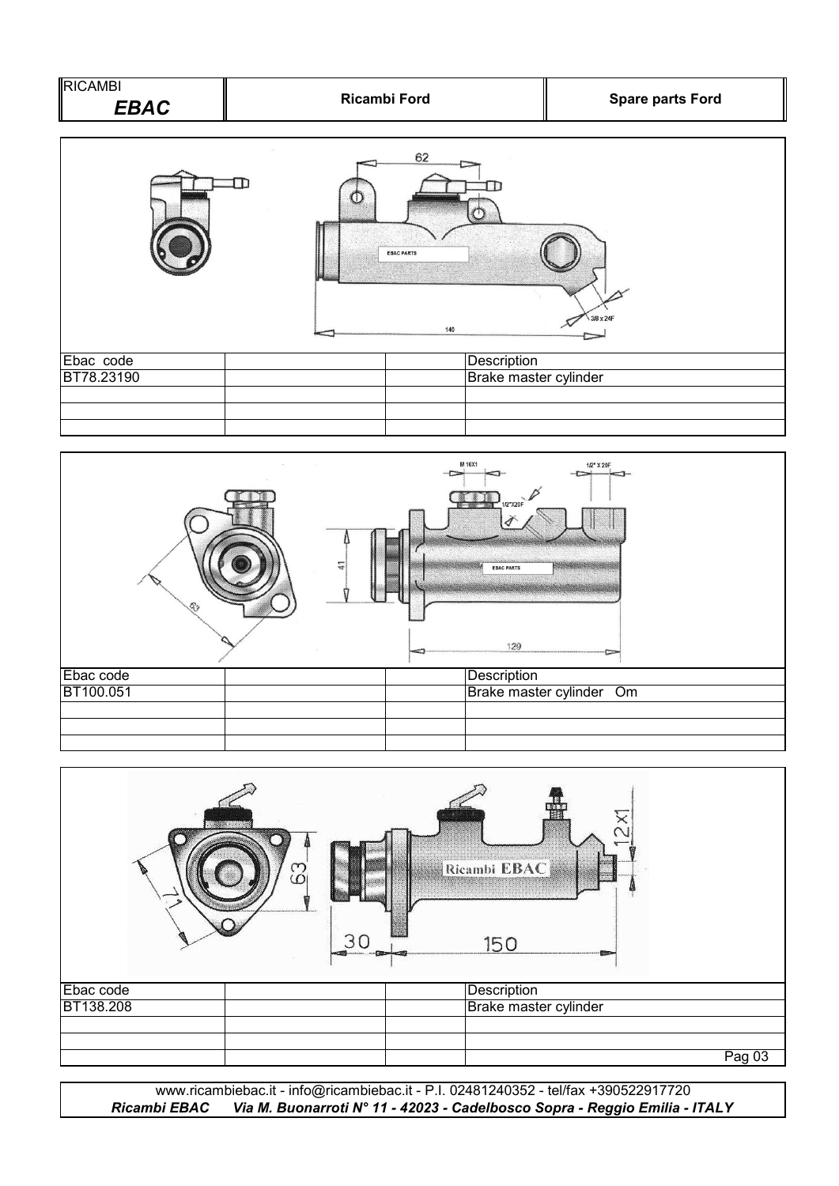| RICAMBI *EBAC* | **Ricambi Ford** | **Spare parts Ford** |
|---|---|---|

62

EBAC PARTS

3/8 x 24F

140

| Ebac code | | | Description |
|---|---|---|---|
| BT78.23190 | | | Brake master cylinder |
| | | | |
| | | | |
| | | | |

M 10X1

1/2" X 20F

1/2"X20F

41

63

EBAC PARTS

129

| Ebac code | | | Description |
|---|---|---|---|
| BT100.051 | | | Brake master cylinder Om |
| | | | |
| | | | |
| | | | |

12X1

63

71

Ricambi EBAC

30

150

| Ebac code | | | Description |
|---|---|---|---|
| BT138.208 | | | Brake master cylinder |
| | | | |
| | | | |
| | | | |

www.ricambiebac.it - info@ricambiebac.it - P.I. 02481240352 - tel/fax +390522917720

***Ricambi EBAC Via M. Buonarroti N° 11 - 42023 - Cadelbosco Sopra - Reggio Emilia - ITALY***